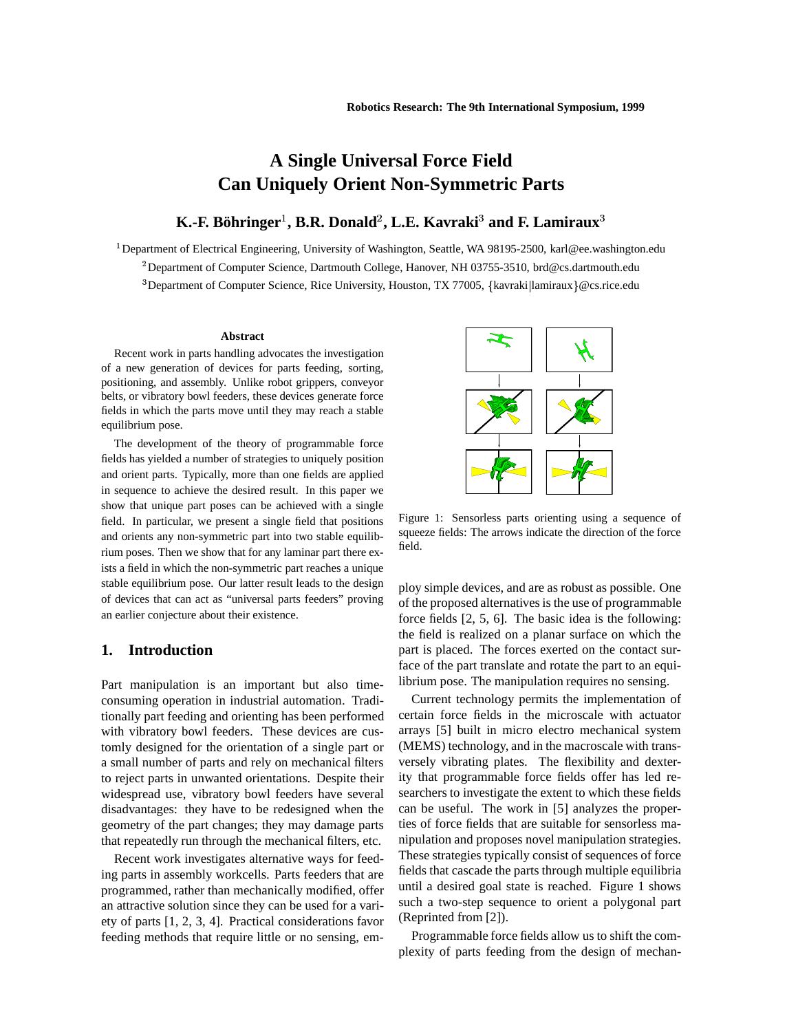# A Single Universal Force Field Can Uniquely Orient Non-Symmetric Parts

**K.-F. Böhringer[1], B.R. Donald[2], L.E. Kavraki[3] and F. Lamiraux[3]**

[1] Department of Electrical Engineering, University of Washington, Seattle, WA 98195-2500, karl@ee.washington.edu

[2] Department of Computer Science, Dartmouth College, Hanover, NH 03755-3510, brd@cs.dartmouth.edu

[3] Department of Computer Science, Rice University, Houston, TX 77005, {kavraki|lamiraux}@cs.rice.edu

### Abstract

Recent work in parts handling advocates the investigation of a new generation of devices for parts feeding, sorting, positioning, and assembly. Unlike robot grippers, conveyor belts, or vibratory bowl feeders, these devices generate force fields in which the parts move until they may reach a stable equilibrium pose.

The development of the theory of programmable force fields has yielded a number of strategies to uniquely position and orient parts. Typically, more than one fields are applied in sequence to achieve the desired result. In this paper we show that unique part poses can be achieved with a single field. In particular, we present a single field that positions and orients any non-symmetric part into two stable equilibrium poses. Then we show that for any laminar part there exists a field in which the non-symmetric part reaches a unique stable equilibrium pose. Our latter result leads to the design of devices that can act as "universal parts feeders" proving an earlier conjecture about their existence.

## 1. Introduction

Part manipulation is an important but also time-consuming operation in industrial automation. Traditionally part feeding and orienting has been performed with vibratory bowl feeders. These devices are customly designed for the orientation of a single part or a small number of parts and rely on mechanical filters to reject parts in unwanted orientations. Despite their widespread use, vibratory bowl feeders have several disadvantages: they have to be redesigned when the geometry of the part changes; they may damage parts that repeatedly run through the mechanical filters, etc.

Recent work investigates alternative ways for feeding parts in assembly workcells. Parts feeders that are programmed, rather than mechanically modified, offer an attractive solution since they can be used for a variety of parts [1, 2, 3, 4]. Practical considerations favor feeding methods that require little or no sensing, employ simple devices, and are as robust as possible. One of the proposed alternatives is the use of programmable force fields [2, 5, 6]. The basic idea is the following: the field is realized on a planar surface on which the part is placed. The forces exerted on the contact surface of the part translate and rotate the part to an equilibrium pose. The manipulation requires no sensing.

Figure 1: Sensorless parts orienting using a sequence of squeeze fields: The arrows indicate the direction of the force field.

Current technology permits the implementation of certain force fields in the microscale with actuator arrays [5] built in micro electro mechanical system (MEMS) technology, and in the macroscale with transversely vibrating plates. The flexibility and dexterity that programmable force fields offer has led researchers to investigate the extent to which these fields can be useful. The work in [5] analyzes the properties of force fields that are suitable for sensorless manipulation and proposes novel manipulation strategies. These strategies typically consist of sequences of force fields that cascade the parts through multiple equilibria until a desired goal state is reached. Figure 1 shows such a two-step sequence to orient a polygonal part (Reprinted from [2]).

Programmable force fields allow us to shift the complexity of parts feeding from the design of mechan-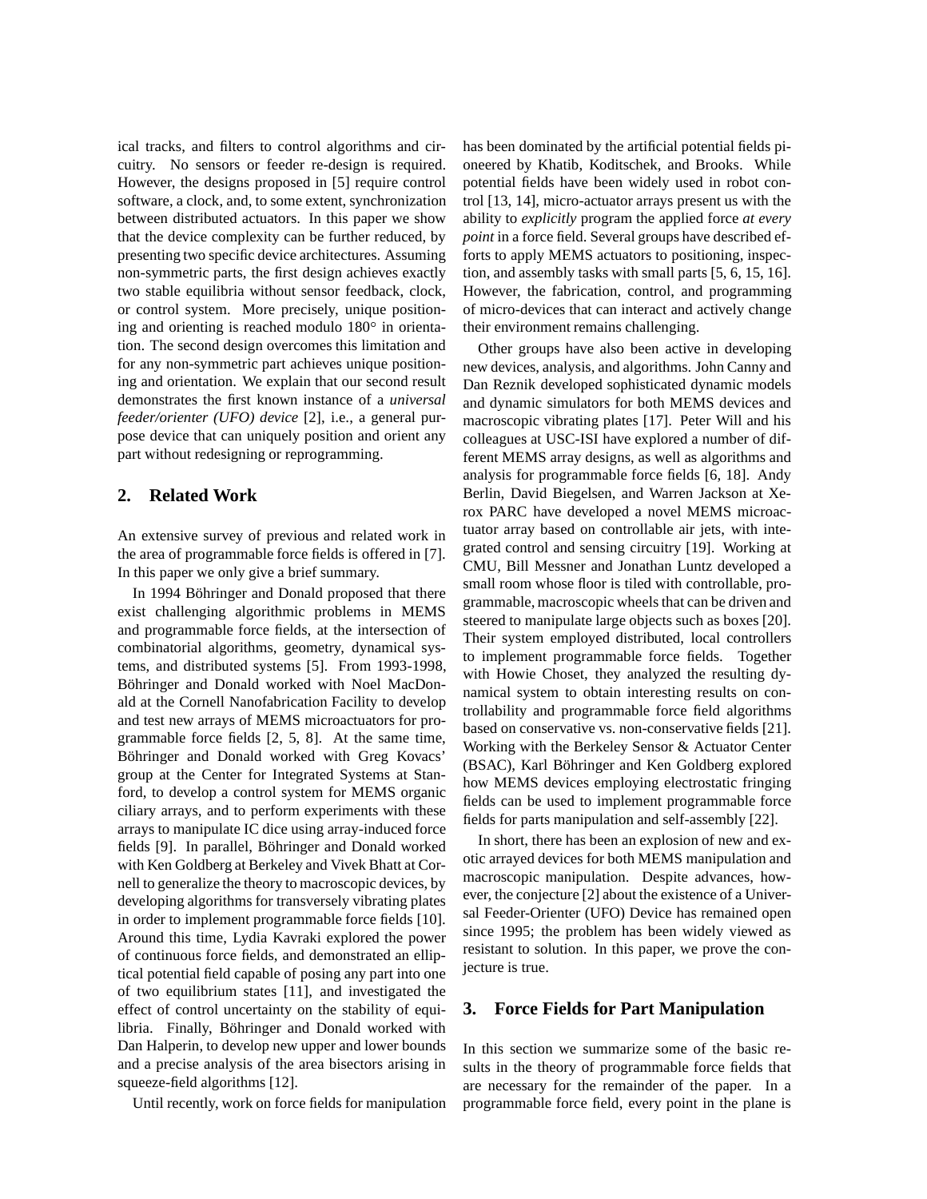ical tracks, and filters to control algorithms and circuitry. No sensors or feeder re-design is required. However, the designs proposed in [5] require control software, a clock, and, to some extent, synchronization between distributed actuators. In this paper we show that the device complexity can be further reduced, by presenting two specific device architectures. Assuming non-symmetric parts, the first design achieves exactly two stable equilibria without sensor feedback, clock, or control system. More precisely, unique positioning and orienting is reached modulo 180° in orientation. The second design overcomes this limitation and for any non-symmetric part achieves unique positioning and orientation. We explain that our second result demonstrates the first known instance of a *universal feeder/orienter (UFO) device* [2], i.e., a general purpose device that can uniquely position and orient any part without redesigning or reprogramming.

## 2. Related Work

An extensive survey of previous and related work in the area of programmable force fields is offered in [7]. In this paper we only give a brief summary.

In 1994 Böhringer and Donald proposed that there exist challenging algorithmic problems in MEMS and programmable force fields, at the intersection of combinatorial algorithms, geometry, dynamical systems, and distributed systems [5]. From 1993-1998, Böhringer and Donald worked with Noel MacDonald at the Cornell Nanofabrication Facility to develop and test new arrays of MEMS microactuators for programmable force fields [2, 5, 8]. At the same time, Böhringer and Donald worked with Greg Kovacs' group at the Center for Integrated Systems at Stanford, to develop a control system for MEMS organic ciliary arrays, and to perform experiments with these arrays to manipulate IC dice using array-induced force fields [9]. In parallel, Böhringer and Donald worked with Ken Goldberg at Berkeley and Vivek Bhatt at Cornell to generalize the theory to macroscopic devices, by developing algorithms for transversely vibrating plates in order to implement programmable force fields [10]. Around this time, Lydia Kavraki explored the power of continuous force fields, and demonstrated an elliptical potential field capable of posing any part into one of two equilibrium states [11], and investigated the effect of control uncertainty on the stability of equilibria. Finally, Böhringer and Donald worked with Dan Halperin, to develop new upper and lower bounds and a precise analysis of the area bisectors arising in squeeze-field algorithms [12].

Until recently, work on force fields for manipulation has been dominated by the artificial potential fields pioneered by Khatib, Koditschek, and Brooks. While potential fields have been widely used in robot control [13, 14], micro-actuator arrays present us with the ability to *explicitly* program the applied force *at every point* in a force field. Several groups have described efforts to apply MEMS actuators to positioning, inspection, and assembly tasks with small parts [5, 6, 15, 16]. However, the fabrication, control, and programming of micro-devices that can interact and actively change their environment remains challenging.

Other groups have also been active in developing new devices, analysis, and algorithms. John Canny and Dan Reznik developed sophisticated dynamic models and dynamic simulators for both MEMS devices and macroscopic vibrating plates [17]. Peter Will and his colleagues at USC-ISI have explored a number of different MEMS array designs, as well as algorithms and analysis for programmable force fields [6, 18]. Andy Berlin, David Biegelsen, and Warren Jackson at Xerox PARC have developed a novel MEMS microactuator array based on controllable air jets, with integrated control and sensing circuitry [19]. Working at CMU, Bill Messner and Jonathan Luntz developed a small room whose floor is tiled with controllable, programmable, macroscopic wheels that can be driven and steered to manipulate large objects such as boxes [20]. Their system employed distributed, local controllers to implement programmable force fields. Together with Howie Choset, they analyzed the resulting dynamical system to obtain interesting results on controllability and programmable force field algorithms based on conservative vs. non-conservative fields [21]. Working with the Berkeley Sensor & Actuator Center (BSAC), Karl Böhringer and Ken Goldberg explored how MEMS devices employing electrostatic fringing fields can be used to implement programmable force fields for parts manipulation and self-assembly [22].

In short, there has been an explosion of new and exotic arrayed devices for both MEMS manipulation and macroscopic manipulation. Despite advances, however, the conjecture [2] about the existence of a Universal Feeder-Orienter (UFO) Device has remained open since 1995; the problem has been widely viewed as resistant to solution. In this paper, we prove the conjecture is true.

## 3. Force Fields for Part Manipulation

In this section we summarize some of the basic results in the theory of programmable force fields that are necessary for the remainder of the paper. In a programmable force field, every point in the plane is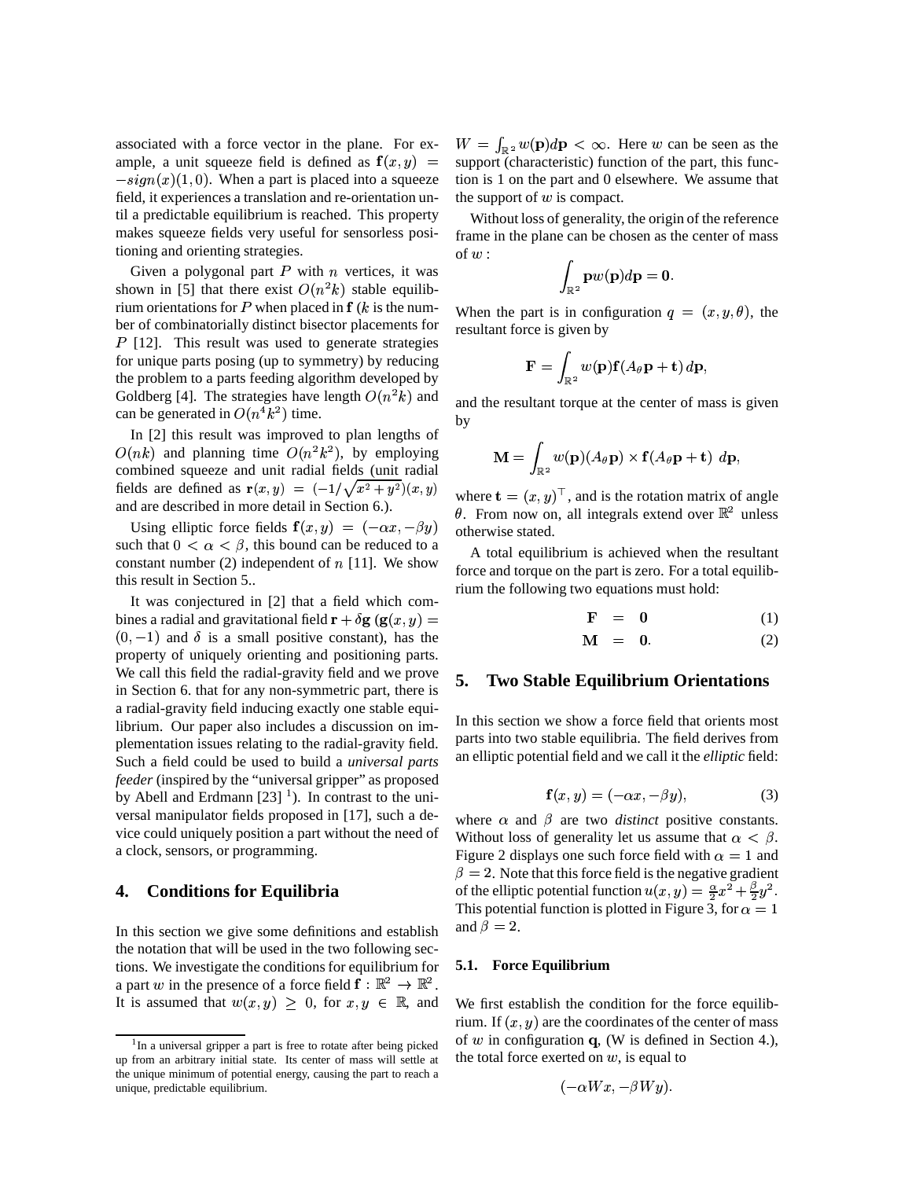associated with a force vector in the plane. For example, a unit squeeze field is defined as $\mathbf{f}(x, y) = -sign(x)(1, 0)$. When a part is placed into a squeeze field, it experiences a translation and re-orientation until a predictable equilibrium is reached. This property makes squeeze fields very useful for sensorless positioning and orienting strategies.

Given a polygonal part $P$ with $n$ vertices, it was shown in [5] that there exist $O(n^2 k)$ stable equilibrium orientations for $P$ when placed in $\mathbf{f}$ ($k$ is the number of combinatorially distinct bisector placements for $P$ [12]. This result was used to generate strategies for unique parts posing (up to symmetry) by reducing the problem to a parts feeding algorithm developed by Goldberg [4]. The strategies have length $O(n^2 k)$ and can be generated in $O(n^4 k^2)$ time.

In [2] this result was improved to plan lengths of $O(nk)$ and planning time $O(n^2 k^2)$, by employing combined squeeze and unit radial fields (unit radial fields are defined as $\mathbf{r}(x, y) = (-1/\sqrt{x^2 + y^2})(x, y)$ and are described in more detail in Section 6.).

Using elliptic force fields $\mathbf{f}(x, y) = (-\alpha x, -\beta y)$ such that $0 < \alpha < \beta$, this bound can be reduced to a constant number (2) independent of $n$ [11]. We show this result in Section 5..

It was conjectured in [2] that a field which combines a radial and gravitational field $\mathbf{r} + \delta \mathbf{g}$ ($\mathbf{g}(x, y) = (0, -1)$ and $\delta$ is a small positive constant), has the property of uniquely orienting and positioning parts. We call this field the radial-gravity field and we prove in Section 6. that for any non-symmetric part, there is a radial-gravity field inducing exactly one stable equilibrium. Our paper also includes a discussion on implementation issues relating to the radial-gravity field. Such a field could be used to build a *universal parts feeder* (inspired by the "universal gripper" as proposed by Abell and Erdmann [23] [1]). In contrast to the universal manipulator fields proposed in [17], such a device could uniquely position a part without the need of a clock, sensors, or programming.

## 4. Conditions for Equilibria

In this section we give some definitions and establish the notation that will be used in the two following sections. We investigate the conditions for equilibrium for a part $w$ in the presence of a force field $\mathbf{f} : \mathbb{R}^2 \to \mathbb{R}^2$. It is assumed that $w(x, y) \geq 0$, for $x, y \in \mathbb{R}$, and $W = \int_{\mathbb{R}^2} w(\mathbf{p}) d\mathbf{p} < \infty$. Here $w$ can be seen as the support (characteristic) function of the part, this function is 1 on the part and 0 elsewhere. We assume that the support of $w$ is compact.

Without loss of generality, the origin of the reference frame in the plane can be chosen as the center of mass of $w$ :

$$\int_{\mathbb{R}^2} \mathbf{p} w(\mathbf{p}) d\mathbf{p} = \mathbf{0}.$$

When the part is in configuration $q = (x, y, \theta)$, the resultant force is given by

$$\mathbf{F} = \int_{\mathbb{R}^2} w(\mathbf{p}) \mathbf{f}(A_\theta \mathbf{p} + \mathbf{t})\, d\mathbf{p},$$

and the resultant torque at the center of mass is given by

$$\mathbf{M} = \int_{\mathbb{R}^2} w(\mathbf{p}) (A_\theta \mathbf{p}) \times \mathbf{f}(A_\theta \mathbf{p} + \mathbf{t})\; d\mathbf{p},$$

where $\mathbf{t} = (x, y)^\top$, and is the rotation matrix of angle $\theta$. From now on, all integrals extend over $\mathbb{R}^2$ unless otherwise stated.

A total equilibrium is achieved when the resultant force and torque on the part is zero. For a total equilibrium the following two equations must hold:

$$\mathbf{F} = \mathbf{0} \tag{1}$$

$$\mathbf{M} = \mathbf{0}. \tag{2}$$

## 5. Two Stable Equilibrium Orientations

In this section we show a force field that orients most parts into two stable equilibria. The field derives from an elliptic potential field and we call it the *elliptic* field:

$$\mathbf{f}(x, y) = (-\alpha x, -\beta y), \tag{3}$$

where $\alpha$ and $\beta$ are two *distinct* positive constants. Without loss of generality let us assume that $\alpha < \beta$. Figure 2 displays one such force field with $\alpha = 1$ and $\beta = 2$. Note that this force field is the negative gradient of the elliptic potential function $u(x, y) = \frac{\alpha}{2} x^2 + \frac{\beta}{2} y^2$. This potential function is plotted in Figure 3, for $\alpha = 1$ and $\beta = 2$.

### 5.1. Force Equilibrium

We first establish the condition for the force equilibrium. If $(x, y)$ are the coordinates of the center of mass of $w$ in configuration $\mathbf{q}$, (W is defined in Section 4.), the total force exerted on $w$, is equal to

$$(-\alpha W x, -\beta W y).$$

[1] In a universal gripper a part is free to rotate after being picked up from an arbitrary initial state. Its center of mass will settle at the unique minimum of potential energy, causing the part to reach a unique, predictable equilibrium.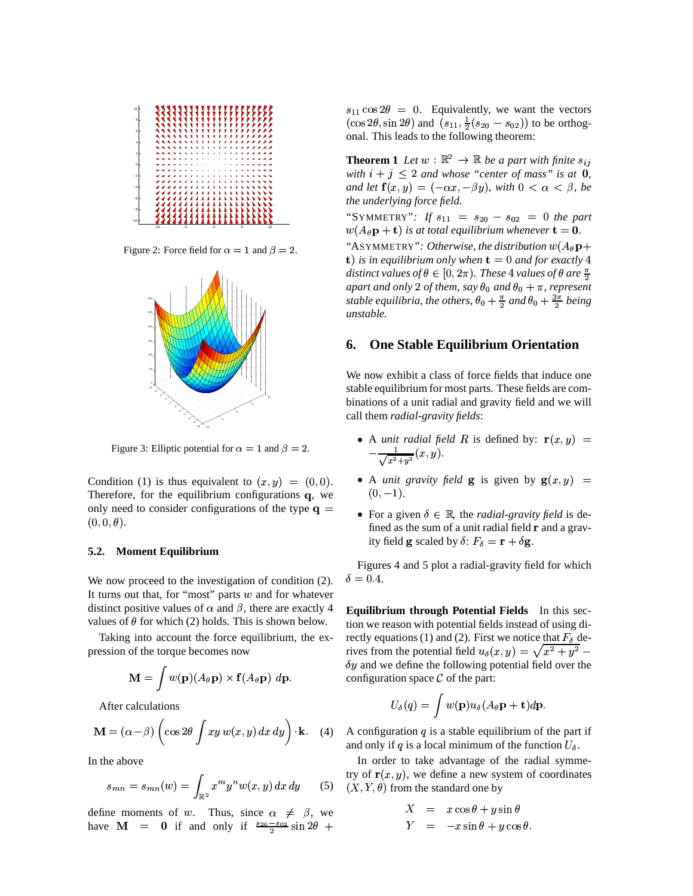Figure 2: Force field for $\alpha = 1$ and $\beta = 2$.

Figure 3: Elliptic potential for $\alpha = 1$ and $\beta = 2$.

Condition (1) is thus equivalent to $(x, y) = (0, 0)$. Therefore, for the equilibrium configurations $\mathbf{q}$, we only need to consider configurations of the type $\mathbf{q} = (0, 0, \theta)$.

### 5.2. Moment Equilibrium

We now proceed to the investigation of condition (2). It turns out that, for "most" parts $w$ and for whatever distinct positive values of $\alpha$ and $\beta$, there are exactly 4 values of $\theta$ for which (2) holds. This is shown below.

Taking into account the force equilibrium, the expression of the torque becomes now

$$\mathbf{M} = \int w(\mathbf{p})(A_\theta \mathbf{p}) \times \mathbf{f}(A_\theta \mathbf{p}) \; d\mathbf{p}.$$

After calculations

$$\mathbf{M} = (\alpha - \beta) \left( \cos 2\theta \int xy \, w(x, y) \, dx \, dy \right) \cdot \mathbf{k}. \quad (4)$$

In the above

$$s_{mn} = s_{mn}(w) = \int_{\mathbb{R}^2} x^m y^n w(x, y) \, dx \, dy \quad (5)$$

define moments of $w$. Thus, since $\alpha \neq \beta$, we have $\mathbf{M} = \mathbf{0}$ if and only if $\frac{s_{20} - s_{02}}{2} \sin 2\theta + s_{11} \cos 2\theta = 0$. Equivalently, we want the vectors $(\cos 2\theta, \sin 2\theta)$ and $(s_{11}, \frac{1}{2}(s_{20} - s_{02}))$ to be orthogonal. This leads to the following theorem:

**Theorem 1** *Let $w : \mathbb{R}^2 \to \mathbb{R}$ be a part with finite $s_{ij}$ with $i + j \leq 2$ and whose "center of mass" is at* $\mathbf{0}$*, and let $\mathbf{f}(x, y) = (-\alpha x, -\beta y)$, with $0 < \alpha < \beta$, be the underlying force field.*

"SYMMETRY"*: If $s_{11} = s_{20} - s_{02} = 0$ the part $w(A_\theta \mathbf{p} + \mathbf{t})$ is at total equilibrium whenever $\mathbf{t} = \mathbf{0}$.*

"ASYMMETRY"*: Otherwise, the distribution $w(A_\theta \mathbf{p} + \mathbf{t})$ is in equilibrium only when $\mathbf{t} = 0$ and for exactly 4 distinct values of $\theta \in [0, 2\pi)$. These 4 values of $\theta$ are $\frac{\pi}{2}$ apart and only 2 of them, say $\theta_0$ and $\theta_0 + \pi$, represent stable equilibria, the others, $\theta_0 + \frac{\pi}{2}$ and $\theta_0 + \frac{3\pi}{2}$ being unstable.*

## 6. One Stable Equilibrium Orientation

We now exhibit a class of force fields that induce one stable equilibrium for most parts. These fields are combinations of a unit radial and gravity field and we will call them *radial-gravity fields*:

- A *unit radial field* $R$ is defined by: $\mathbf{r}(x, y) = -\frac{1}{\sqrt{x^2+y^2}}(x, y)$.
- A *unit gravity field* $\mathbf{g}$ is given by $\mathbf{g}(x, y) = (0, -1)$.
- For a given $\delta \in \mathbb{R}$, the *radial-gravity field* is defined as the sum of a unit radial field $\mathbf{r}$ and a gravity field $\mathbf{g}$ scaled by $\delta$: $F_\delta = \mathbf{r} + \delta \mathbf{g}$.

Figures 4 and 5 plot a radial-gravity field for which $\delta = 0.4$.

**Equilibrium through Potential Fields** In this section we reason with potential fields instead of using directly equations (1) and (2). First we notice that $F_\delta$ derives from the potential field $u_\delta(x, y) = \sqrt{x^2 + y^2} - \delta y$ and we define the following potential field over the configuration space $\mathcal{C}$ of the part:

$$U_\delta(q) = \int w(\mathbf{p}) u_\delta(A_\theta \mathbf{p} + \mathbf{t}) d\mathbf{p}.$$

A configuration $q$ is a stable equilibrium of the part if and only if $q$ is a local minimum of the function $U_\delta$.

In order to take advantage of the radial symmetry of $\mathbf{r}(x, y)$, we define a new system of coordinates $(X, Y, \theta)$ from the standard one by

$$\begin{aligned} X &= x \cos\theta + y \sin\theta \\ Y &= -x \sin\theta + y \cos\theta. \end{aligned}$$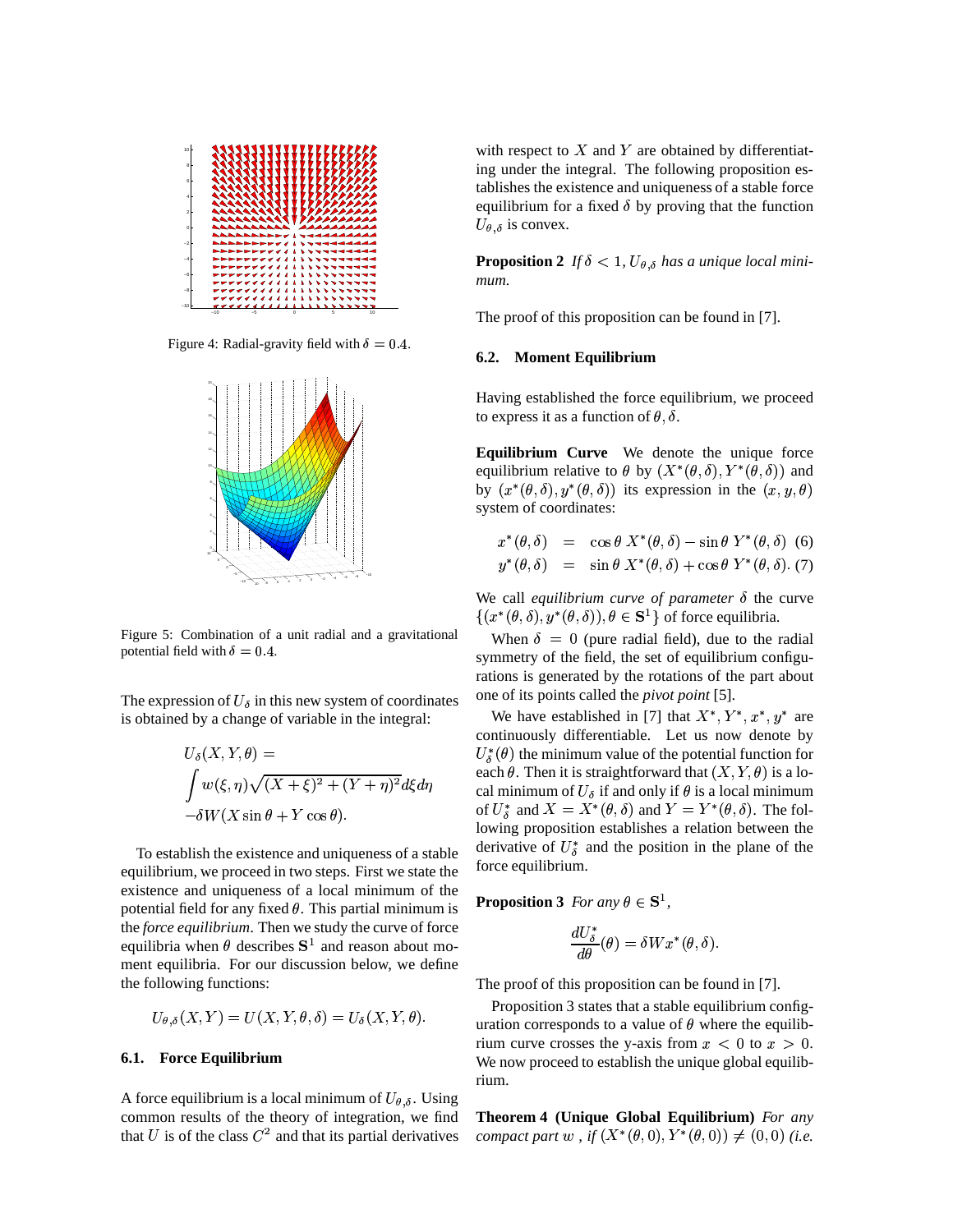Figure 4: Radial-gravity field with $\delta = 0.4$.

Figure 5: Combination of a unit radial and a gravitational potential field with $\delta = 0.4$.

The expression of $U_\delta$ in this new system of coordinates is obtained by a change of variable in the integral:

$$U_\delta(X, Y, \theta) = \int w(\xi, \eta)\sqrt{(X+\xi)^2 + (Y+\eta)^2}d\xi d\eta - \delta W(X \sin\theta + Y \cos\theta).$$

To establish the existence and uniqueness of a stable equilibrium, we proceed in two steps. First we state the existence and uniqueness of a local minimum of the potential field for any fixed $\theta$. This partial minimum is the *force equilibrium*. Then we study the curve of force equilibria when $\theta$ describes $\mathbf{S}^1$ and reason about moment equilibria. For our discussion below, we define the following functions:

$$U_{\theta,\delta}(X, Y) = U(X, Y, \theta, \delta) = U_\delta(X, Y, \theta).$$

### 6.1. Force Equilibrium

A force equilibrium is a local minimum of $U_{\theta,\delta}$. Using common results of the theory of integration, we find that $U$ is of the class $C^2$ and that its partial derivatives with respect to $X$ and $Y$ are obtained by differentiating under the integral. The following proposition establishes the existence and uniqueness of a stable force equilibrium for a fixed $\delta$ by proving that the function $U_{\theta,\delta}$ is convex.

**Proposition 2** *If $\delta < 1$, $U_{\theta,\delta}$ has a unique local minimum.*

The proof of this proposition can be found in [7].

### 6.2. Moment Equilibrium

Having established the force equilibrium, we proceed to express it as a function of $\theta, \delta$.

**Equilibrium Curve** We denote the unique force equilibrium relative to $\theta$ by $(X^*(\theta, \delta), Y^*(\theta, \delta))$ and by $(x^*(\theta, \delta), y^*(\theta, \delta))$ its expression in the $(x, y, \theta)$ system of coordinates:

$$x^*(\theta, \delta) = \cos\theta \, X^*(\theta, \delta) - \sin\theta \, Y^*(\theta, \delta) \quad (6)$$
$$y^*(\theta, \delta) = \sin\theta \, X^*(\theta, \delta) + \cos\theta \, Y^*(\theta, \delta). \quad (7)$$

We call *equilibrium curve of parameter* $\delta$ the curve $\{(x^*(\theta, \delta), y^*(\theta, \delta)), \theta \in \mathbf{S}^1\}$ of force equilibria.

When $\delta = 0$ (pure radial field), due to the radial symmetry of the field, the set of equilibrium configurations is generated by the rotations of the part about one of its points called the *pivot point* [5].

We have established in [7] that $X^*, Y^*, x^*, y^*$ are continuously differentiable. Let us now denote by $U_\delta^*(\theta)$ the minimum value of the potential function for each $\theta$. Then it is straightforward that $(X, Y, \theta)$ is a local minimum of $U_\delta$ if and only if $\theta$ is a local minimum of $U_\delta^*$ and $X = X^*(\theta, \delta)$ and $Y = Y^*(\theta, \delta)$. The following proposition establishes a relation between the derivative of $U_\delta^*$ and the position in the plane of the force equilibrium.

**Proposition 3** *For any $\theta \in \mathbf{S}^1$,*

$$\frac{dU_\delta^*}{d\theta}(\theta) = \delta W x^*(\theta, \delta).$$

The proof of this proposition can be found in [7].

Proposition 3 states that a stable equilibrium configuration corresponds to a value of $\theta$ where the equilibrium curve crosses the y-axis from $x < 0$ to $x > 0$. We now proceed to establish the unique global equilibrium.

**Theorem 4 (Unique Global Equilibrium)** *For any compact part $w$, if $(X^*(\theta, 0), Y^*(\theta, 0)) \neq (0, 0)$ (i.e.*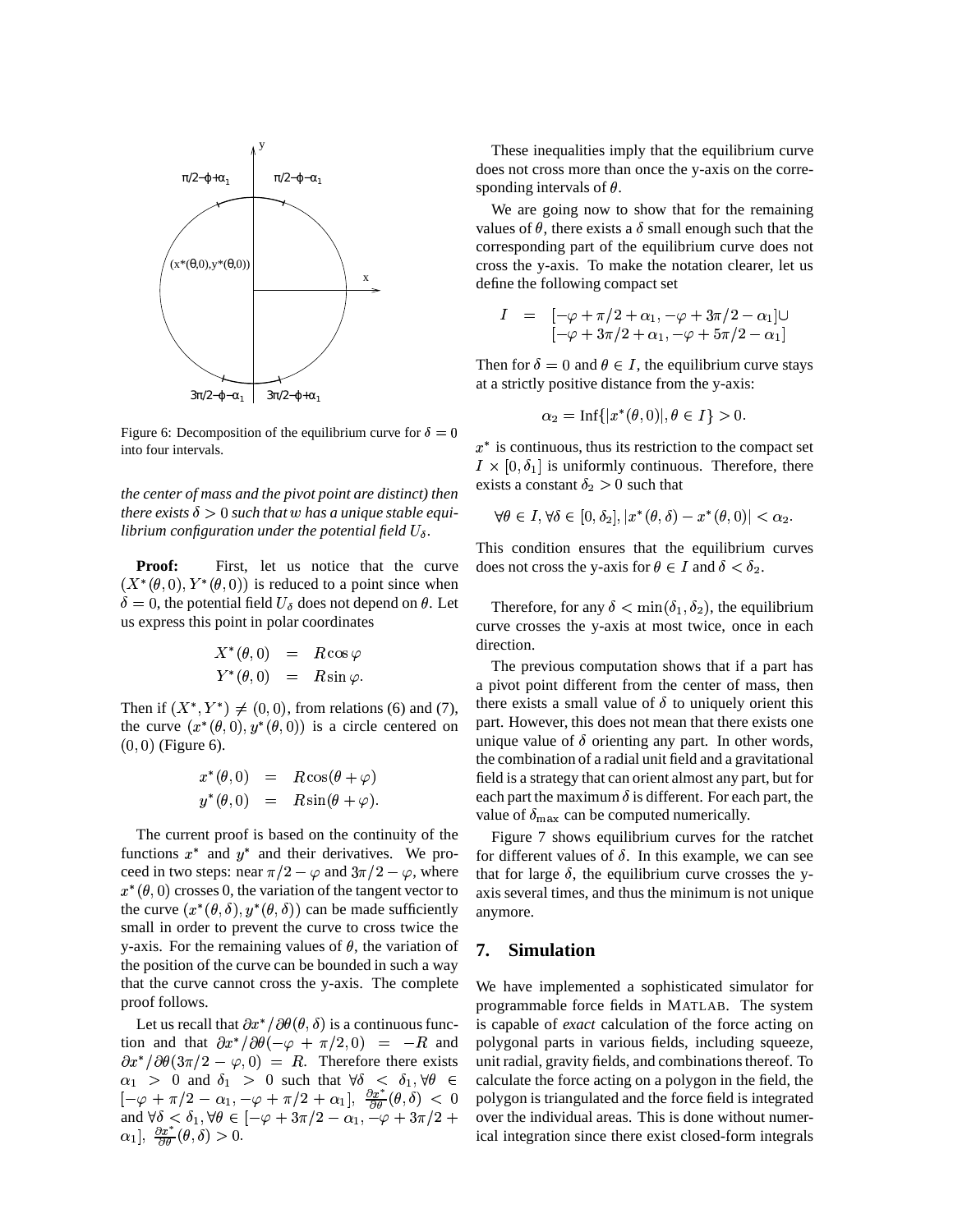Figure 6: Decomposition of the equilibrium curve for $\delta = 0$ into four intervals.

*the center of mass and the pivot point are distinct) then there exists $\delta > 0$ such that $w$ has a unique stable equilibrium configuration under the potential field $U_\delta$.*

**Proof:** First, let us notice that the curve $(X^*(\theta,0), Y^*(\theta,0))$ is reduced to a point since when $\delta = 0$, the potential field $U_\delta$ does not depend on $\theta$. Let us express this point in polar coordinates

$$\begin{aligned} X^*(\theta,0) &= R\cos\varphi \\ Y^*(\theta,0) &= R\sin\varphi. \end{aligned}$$

Then if $(X^*, Y^*) \neq (0,0)$, from relations (6) and (7), the curve $(x^*(\theta,0), y^*(\theta,0))$ is a circle centered on $(0,0)$ (Figure 6).

$$\begin{aligned} x^*(\theta,0) &= R\cos(\theta+\varphi) \\ y^*(\theta,0) &= R\sin(\theta+\varphi). \end{aligned}$$

The current proof is based on the continuity of the functions $x^*$ and $y^*$ and their derivatives. We proceed in two steps: near $\pi/2 - \varphi$ and $3\pi/2 - \varphi$, where $x^*(\theta,0)$ crosses 0, the variation of the tangent vector to the curve $(x^*(\theta,\delta), y^*(\theta,\delta))$ can be made sufficiently small in order to prevent the curve to cross twice the y-axis. For the remaining values of $\theta$, the variation of the position of the curve can be bounded in such a way that the curve cannot cross the y-axis. The complete proof follows.

Let us recall that $\partial x^*/\partial\theta(\theta,\delta)$ is a continuous function and that $\partial x^*/\partial\theta(-\varphi + \pi/2, 0) = -R$ and $\partial x^*/\partial\theta(3\pi/2 - \varphi, 0) = R$. Therefore there exists $\alpha_1 > 0$ and $\delta_1 > 0$ such that $\forall\delta < \delta_1, \forall\theta \in [-\varphi + \pi/2 - \alpha_1, -\varphi + \pi/2 + \alpha_1]$, $\frac{\partial x^*}{\partial\theta}(\theta,\delta) < 0$ and $\forall\delta < \delta_1, \forall\theta \in [-\varphi + 3\pi/2 - \alpha_1, -\varphi + 3\pi/2 + \alpha_1]$, $\frac{\partial x^*}{\partial\theta}(\theta,\delta) > 0$.

These inequalities imply that the equilibrium curve does not cross more than once the y-axis on the corresponding intervals of $\theta$.

We are going now to show that for the remaining values of $\theta$, there exists a $\delta$ small enough such that the corresponding part of the equilibrium curve does not cross the y-axis. To make the notation clearer, let us define the following compact set

$$\begin{aligned} I &= [-\varphi + \pi/2 + \alpha_1, -\varphi + 3\pi/2 - \alpha_1] \cup \\ & \quad [-\varphi + 3\pi/2 + \alpha_1, -\varphi + 5\pi/2 - \alpha_1] \end{aligned}$$

Then for $\delta = 0$ and $\theta \in I$, the equilibrium curve stays at a strictly positive distance from the y-axis:

$$\alpha_2 = \text{Inf}\{|x^*(\theta,0)|, \theta \in I\} > 0.$$

$x^*$ is continuous, thus its restriction to the compact set $I \times [0, \delta_1]$ is uniformly continuous. Therefore, there exists a constant $\delta_2 > 0$ such that

$$\forall\theta \in I, \forall\delta \in [0, \delta_2], |x^*(\theta,\delta) - x^*(\theta,0)| < \alpha_2.$$

This condition ensures that the equilibrium curves does not cross the y-axis for $\theta \in I$ and $\delta < \delta_2$.

Therefore, for any $\delta < \min(\delta_1, \delta_2)$, the equilibrium curve crosses the y-axis at most twice, once in each direction.

The previous computation shows that if a part has a pivot point different from the center of mass, then there exists a small value of $\delta$ to uniquely orient this part. However, this does not mean that there exists one unique value of $\delta$ orienting any part. In other words, the combination of a radial unit field and a gravitational field is a strategy that can orient almost any part, but for each part the maximum $\delta$ is different. For each part, the value of $\delta_{\max}$ can be computed numerically.

Figure 7 shows equilibrium curves for the ratchet for different values of $\delta$. In this example, we can see that for large $\delta$, the equilibrium curve crosses the y-axis several times, and thus the minimum is not unique anymore.

## 7. Simulation

We have implemented a sophisticated simulator for programmable force fields in MATLAB. The system is capable of *exact* calculation of the force acting on polygonal parts in various fields, including squeeze, unit radial, gravity fields, and combinations thereof. To calculate the force acting on a polygon in the field, the polygon is triangulated and the force field is integrated over the individual areas. This is done without numerical integration since there exist closed-form integrals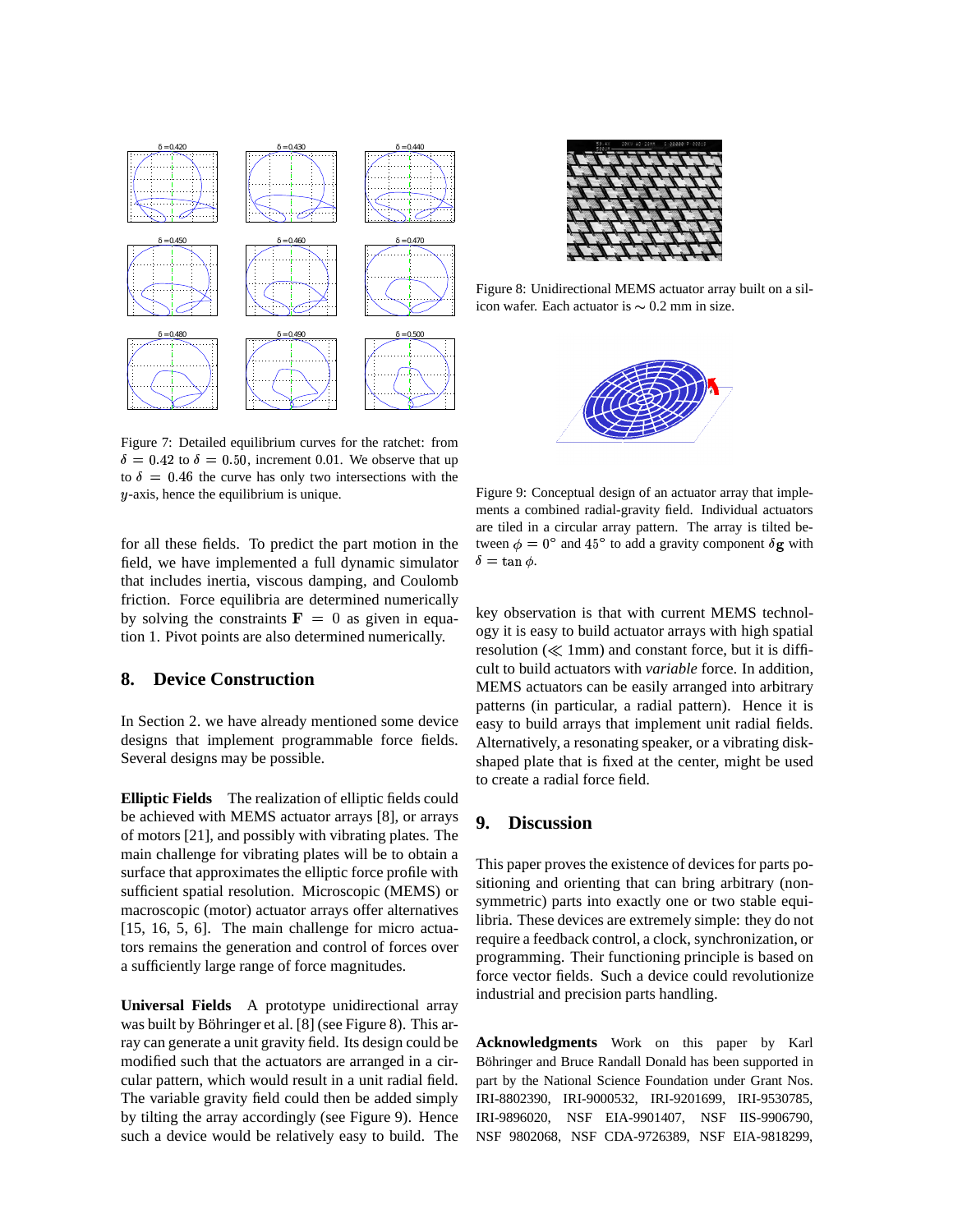Figure 7: Detailed equilibrium curves for the ratchet: from $\delta = 0.42$ to $\delta = 0.50$, increment 0.01. We observe that up to $\delta = 0.46$ the curve has only two intersections with the $y$-axis, hence the equilibrium is unique.

for all these fields. To predict the part motion in the field, we have implemented a full dynamic simulator that includes inertia, viscous damping, and Coulomb friction. Force equilibria are determined numerically by solving the constraints $\mathbf{F} = 0$ as given in equation 1. Pivot points are also determined numerically.

## 8. Device Construction

In Section 2. we have already mentioned some device designs that implement programmable force fields. Several designs may be possible.

**Elliptic Fields** The realization of elliptic fields could be achieved with MEMS actuator arrays [8], or arrays of motors [21], and possibly with vibrating plates. The main challenge for vibrating plates will be to obtain a surface that approximates the elliptic force profile with sufficient spatial resolution. Microscopic (MEMS) or macroscopic (motor) actuator arrays offer alternatives [15, 16, 5, 6]. The main challenge for micro actuators remains the generation and control of forces over a sufficiently large range of force magnitudes.

**Universal Fields** A prototype unidirectional array was built by Böhringer et al. [8] (see Figure 8). This array can generate a unit gravity field. Its design could be modified such that the actuators are arranged in a circular pattern, which would result in a unit radial field. The variable gravity field could then be added simply by tilting the array accordingly (see Figure 9). Hence such a device would be relatively easy to build. The key observation is that with current MEMS technology it is easy to build actuator arrays with high spatial resolution ($\ll$ 1mm) and constant force, but it is difficult to build actuators with *variable* force. In addition, MEMS actuators can be easily arranged into arbitrary patterns (in particular, a radial pattern). Hence it is easy to build arrays that implement unit radial fields. Alternatively, a resonating speaker, or a vibrating disk-shaped plate that is fixed at the center, might be used to create a radial force field.

Figure 8: Unidirectional MEMS actuator array built on a silicon wafer. Each actuator is $\sim 0.2$ mm in size.

Figure 9: Conceptual design of an actuator array that implements a combined radial-gravity field. Individual actuators are tiled in a circular array pattern. The array is tilted between $\phi = 0°$ and $45°$ to add a gravity component $\delta\mathbf{g}$ with $\delta = \tan\phi$.

## 9. Discussion

This paper proves the existence of devices for parts positioning and orienting that can bring arbitrary (non-symmetric) parts into exactly one or two stable equilibria. These devices are extremely simple: they do not require a feedback control, a clock, synchronization, or programming. Their functioning principle is based on force vector fields. Such a device could revolutionize industrial and precision parts handling.

**Acknowledgments** Work on this paper by Karl Böhringer and Bruce Randall Donald has been supported in part by the National Science Foundation under Grant Nos. IRI-8802390, IRI-9000532, IRI-9201699, IRI-9530785, IRI-9896020, NSF EIA-9901407, NSF IIS-9906790, NSF 9802068, NSF CDA-9726389, NSF EIA-9818299,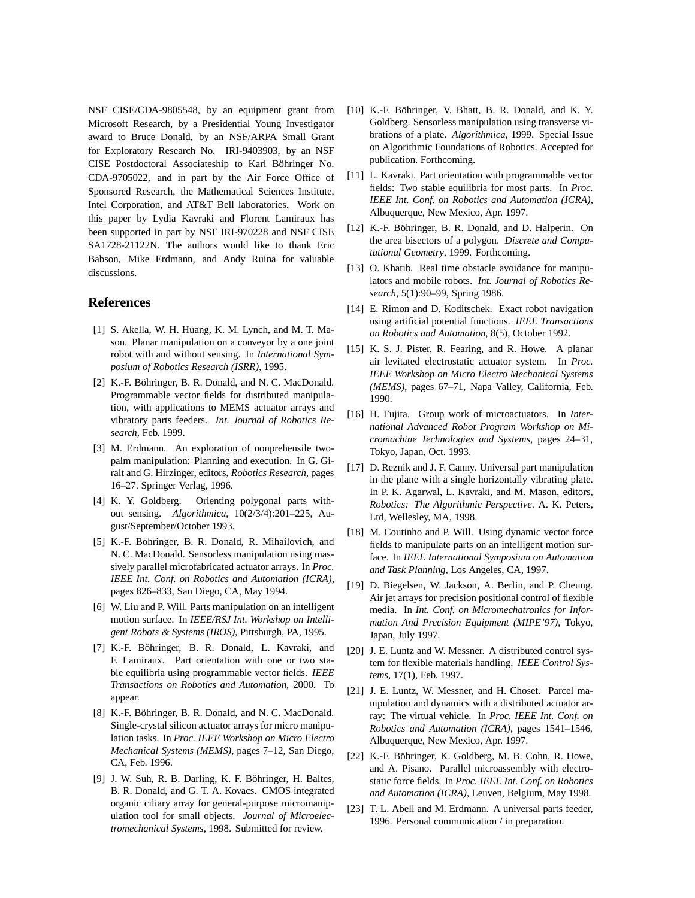NSF CISE/CDA-9805548, by an equipment grant from Microsoft Research, by a Presidential Young Investigator award to Bruce Donald, by an NSF/ARPA Small Grant for Exploratory Research No. IRI-9403903, by an NSF CISE Postdoctoral Associateship to Karl Böhringer No. CDA-9705022, and in part by the Air Force Office of Sponsored Research, the Mathematical Sciences Institute, Intel Corporation, and AT&T Bell laboratories. Work on this paper by Lydia Kavraki and Florent Lamiraux has been supported in part by NSF IRI-970228 and NSF CISE SA1728-21122N. The authors would like to thank Eric Babson, Mike Erdmann, and Andy Ruina for valuable discussions.

## References

[1] S. Akella, W. H. Huang, K. M. Lynch, and M. T. Mason. Planar manipulation on a conveyor by a one joint robot with and without sensing. In *International Symposium of Robotics Research (ISRR)*, 1995.

[2] K.-F. Böhringer, B. R. Donald, and N. C. MacDonald. Programmable vector fields for distributed manipulation, with applications to MEMS actuator arrays and vibratory parts feeders. *Int. Journal of Robotics Research*, Feb. 1999.

[3] M. Erdmann. An exploration of nonprehensile two-palm manipulation: Planning and execution. In G. Giralt and G. Hirzinger, editors, *Robotics Research*, pages 16–27. Springer Verlag, 1996.

[4] K. Y. Goldberg. Orienting polygonal parts without sensing. *Algorithmica*, 10(2/3/4):201–225, August/September/October 1993.

[5] K.-F. Böhringer, B. R. Donald, R. Mihailovich, and N. C. MacDonald. Sensorless manipulation using massively parallel microfabricated actuator arrays. In *Proc. IEEE Int. Conf. on Robotics and Automation (ICRA)*, pages 826–833, San Diego, CA, May 1994.

[6] W. Liu and P. Will. Parts manipulation on an intelligent motion surface. In *IEEE/RSJ Int. Workshop on Intelligent Robots & Systems (IROS)*, Pittsburgh, PA, 1995.

[7] K.-F. Böhringer, B. R. Donald, L. Kavraki, and F. Lamiraux. Part orientation with one or two stable equilibria using programmable vector fields. *IEEE Transactions on Robotics and Automation*, 2000. To appear.

[8] K.-F. Böhringer, B. R. Donald, and N. C. MacDonald. Single-crystal silicon actuator arrays for micro manipulation tasks. In *Proc. IEEE Workshop on Micro Electro Mechanical Systems (MEMS)*, pages 7–12, San Diego, CA, Feb. 1996.

[9] J. W. Suh, R. B. Darling, K. F. Böhringer, H. Baltes, B. R. Donald, and G. T. A. Kovacs. CMOS integrated organic ciliary array for general-purpose micromanipulation tool for small objects. *Journal of Microelectromechanical Systems*, 1998. Submitted for review.

[10] K.-F. Böhringer, V. Bhatt, B. R. Donald, and K. Y. Goldberg. Sensorless manipulation using transverse vibrations of a plate. *Algorithmica*, 1999. Special Issue on Algorithmic Foundations of Robotics. Accepted for publication. Forthcoming.

[11] L. Kavraki. Part orientation with programmable vector fields: Two stable equilibria for most parts. In *Proc. IEEE Int. Conf. on Robotics and Automation (ICRA)*, Albuquerque, New Mexico, Apr. 1997.

[12] K.-F. Böhringer, B. R. Donald, and D. Halperin. On the area bisectors of a polygon. *Discrete and Computational Geometry*, 1999. Forthcoming.

[13] O. Khatib. Real time obstacle avoidance for manipulators and mobile robots. *Int. Journal of Robotics Research*, 5(1):90–99, Spring 1986.

[14] E. Rimon and D. Koditschek. Exact robot navigation using artificial potential functions. *IEEE Transactions on Robotics and Automation*, 8(5), October 1992.

[15] K. S. J. Pister, R. Fearing, and R. Howe. A planar air levitated electrostatic actuator system. In *Proc. IEEE Workshop on Micro Electro Mechanical Systems (MEMS)*, pages 67–71, Napa Valley, California, Feb. 1990.

[16] H. Fujita. Group work of microactuators. In *International Advanced Robot Program Workshop on Micromachine Technologies and Systems*, pages 24–31, Tokyo, Japan, Oct. 1993.

[17] D. Reznik and J. F. Canny. Universal part manipulation in the plane with a single horizontally vibrating plate. In P. K. Agarwal, L. Kavraki, and M. Mason, editors, *Robotics: The Algorithmic Perspective*. A. K. Peters, Ltd, Wellesley, MA, 1998.

[18] M. Coutinho and P. Will. Using dynamic vector force fields to manipulate parts on an intelligent motion surface. In *IEEE International Symposium on Automation and Task Planning*, Los Angeles, CA, 1997.

[19] D. Biegelsen, W. Jackson, A. Berlin, and P. Cheung. Air jet arrays for precision positional control of flexible media. In *Int. Conf. on Micromechatronics for Information And Precision Equipment (MIPE'97)*, Tokyo, Japan, July 1997.

[20] J. E. Luntz and W. Messner. A distributed control system for flexible materials handling. *IEEE Control Systems*, 17(1), Feb. 1997.

[21] J. E. Luntz, W. Messner, and H. Choset. Parcel manipulation and dynamics with a distributed actuator array: The virtual vehicle. In *Proc. IEEE Int. Conf. on Robotics and Automation (ICRA)*, pages 1541–1546, Albuquerque, New Mexico, Apr. 1997.

[22] K.-F. Böhringer, K. Goldberg, M. B. Cohn, R. Howe, and A. Pisano. Parallel microassembly with electrostatic force fields. In *Proc. IEEE Int. Conf. on Robotics and Automation (ICRA)*, Leuven, Belgium, May 1998.

[23] T. L. Abell and M. Erdmann. A universal parts feeder, 1996. Personal communication / in preparation.